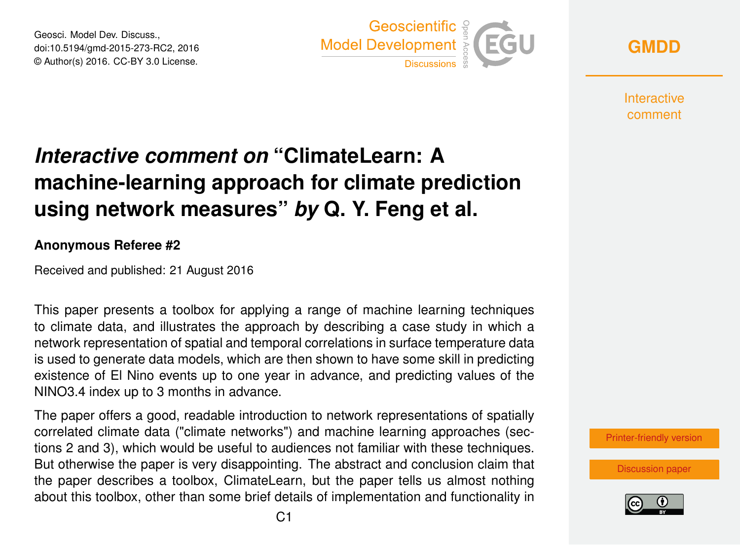# *Interactive comment on* "ClimateLearn: A machine-learning approach for climate prediction using network measures" *by* Q. Y. Feng et al.

**Anonymous Referee #2**

Received and published: 21 August 2016

This paper presents a toolbox for applying a range of machine learning techniques to climate data, and illustrates the approach by describing a case study in which a network representation of spatial and temporal correlations in surface temperature data is used to generate data models, which are then shown to have some skill in predicting existence of El Nino events up to one year in advance, and predicting values of the NINO3.4 index up to 3 months in advance.

The paper offers a good, readable introduction to network representations of spatially correlated climate data ("climate networks") and machine learning approaches (sections 2 and 3), which would be useful to audiences not familiar with these techniques. But otherwise the paper is very disappointing. The abstract and conclusion claim that the paper describes a toolbox, ClimateLearn, but the paper tells us almost nothing about this toolbox, other than some brief details of implementation and functionality in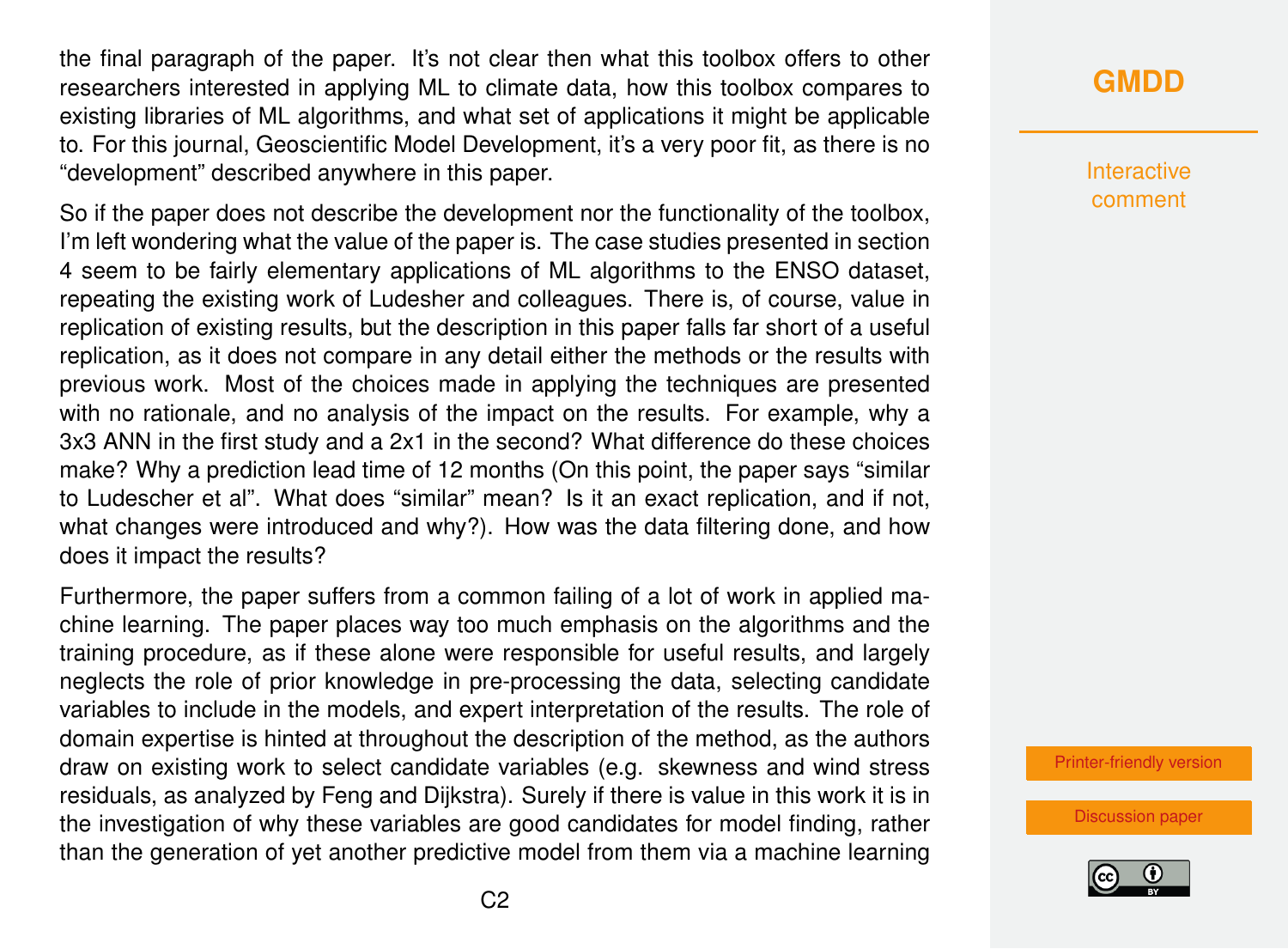the final paragraph of the paper. It's not clear then what this toolbox offers to other researchers interested in applying ML to climate data, how this toolbox compares to existing libraries of ML algorithms, and what set of applications it might be applicable to. For this journal, Geoscientific Model Development, it's a very poor fit, as there is no "development" described anywhere in this paper.

So if the paper does not describe the development nor the functionality of the toolbox, I'm left wondering what the value of the paper is. The case studies presented in section 4 seem to be fairly elementary applications of ML algorithms to the ENSO dataset, repeating the existing work of Ludesher and colleagues. There is, of course, value in replication of existing results, but the description in this paper falls far short of a useful replication, as it does not compare in any detail either the methods or the results with previous work. Most of the choices made in applying the techniques are presented with no rationale, and no analysis of the impact on the results. For example, why a 3x3 ANN in the first study and a 2x1 in the second? What difference do these choices make? Why a prediction lead time of 12 months (On this point, the paper says "similar to Ludescher et al". What does "similar" mean? Is it an exact replication, and if not, what changes were introduced and why?). How was the data filtering done, and how does it impact the results?

Furthermore, the paper suffers from a common failing of a lot of work in applied machine learning. The paper places way too much emphasis on the algorithms and the training procedure, as if these alone were responsible for useful results, and largely neglects the role of prior knowledge in pre-processing the data, selecting candidate variables to include in the models, and expert interpretation of the results. The role of domain expertise is hinted at throughout the description of the method, as the authors draw on existing work to select candidate variables (e.g. skewness and wind stress residuals, as analyzed by Feng and Dijkstra). Surely if there is value in this work it is in the investigation of why these variables are good candidates for model finding, rather than the generation of yet another predictive model from them via a machine learning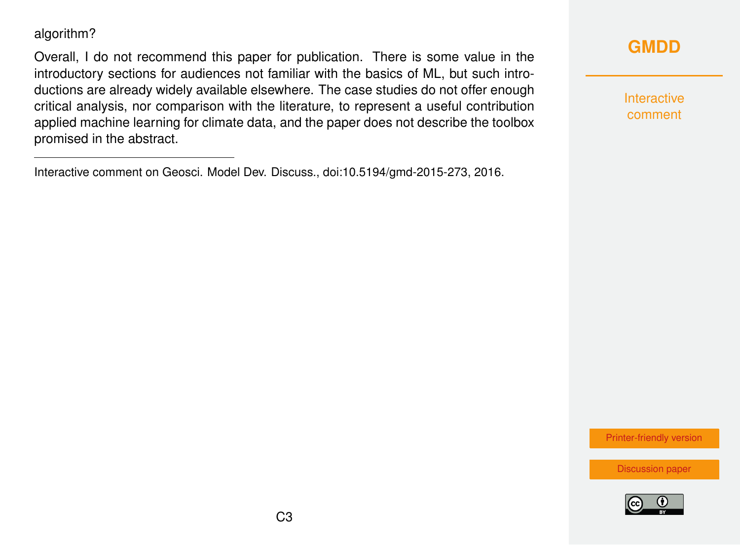algorithm?

Overall, I do not recommend this paper for publication. There is some value in the introductory sections for audiences not familiar with the basics of ML, but such introductions are already widely available elsewhere. The case studies do not offer enough critical analysis, nor comparison with the literature, to represent a useful contribution applied machine learning for climate data, and the paper does not describe the toolbox promised in the abstract.

---

Interactive comment on Geosci. Model Dev. Discuss., doi:10.5194/gmd-2015-273, 2016.